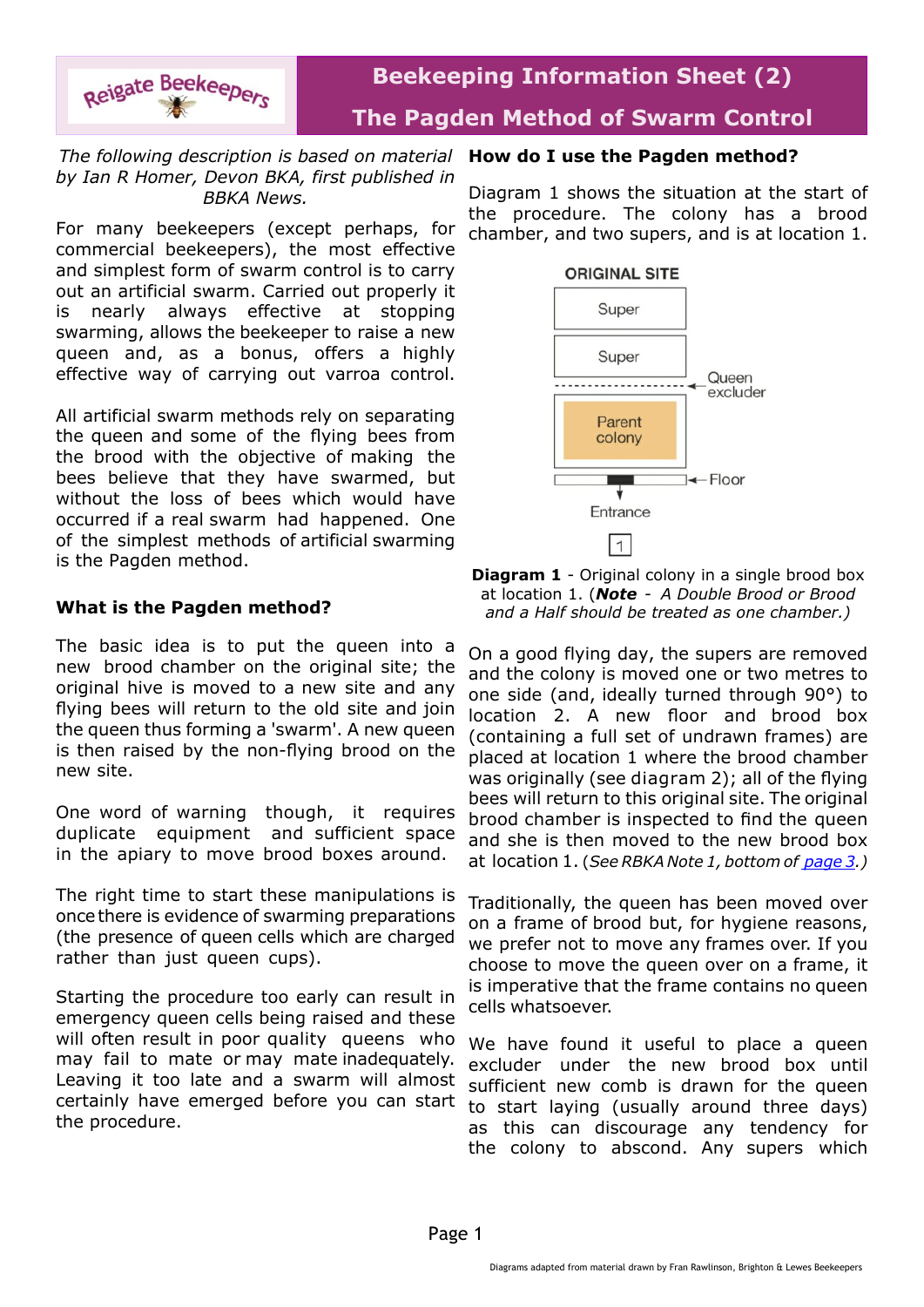Reigate Beekeepers

# Beekeeping Information Sheet (2)

# The Pagden Method of Swarm Control

*The following description is based on material by Ian R Homer, Devon BKA, first published in BBKA News.*

For many beekeepers (except perhaps, for commercial beekeepers), the most effective and simplest form of swarm control is to carry out an artificial swarm. Carried out properly it is nearly always effective at stopping swarming, allows the beekeeper to raise a new queen and, as a bonus, offers a highly effective way of carrying out varroa control.

All artificial swarm methods rely on separating the queen and some of the flying bees from the brood with the objective of making the bees believe that they have swarmed, but without the loss of bees which would have occurred if a real swarm had happened. One of the simplest methods of artificial swarming is the Pagden method.

## What is the Pagden method?

The basic idea is to put the queen into a new brood chamber on the original site; the original hive is moved to a new site and any flying bees will return to the old site and join the queen thus forming a 'swarm'. A new queen is then raised by the non-flying brood on the new site.

One word of warning though, it requires duplicate equipment and sufficient space in the apiary to move brood boxes around.

The right time to start these manipulations is once there is evidence of swarming preparations (the presence of queen cells which are charged rather than just queen cups).

Starting the procedure too early can result in emergency queen cells being raised and these will often result in poor quality queens who may fail to mate or may mate inadequately. Leaving it too late and a swarm will almost certainly have emerged before you can start the procedure.

## How do I use the Pagden method?

Diagram 1 shows the situation at the start of the procedure. The colony has a brood chamber, and two supers, and is at location 1.

ORIGINAL SITE

Super

Super

Queen excluder

Parent colony

Floor

Entrance

1

**Diagram 1** - Original colony in a single brood box at location 1. (***Note*** - *A Double Brood or Brood and a Half should be treated as one chamber.)*

On a good flying day, the supers are removed and the colony is moved one or two metres to one side (and, ideally turned through 90°) to location 2. A new floor and brood box (containing a full set of undrawn frames) are placed at location 1 where the brood chamber was originally (see diagram 2); all of the flying bees will return to this original site. The original brood chamber is inspected to find the queen and she is then moved to the new brood box at location 1. (*See RBKA Note 1, bottom of page 3.*)

Traditionally, the queen has been moved over on a frame of brood but, for hygiene reasons, we prefer not to move any frames over. If you choose to move the queen over on a frame, it is imperative that the frame contains no queen cells whatsoever.

We have found it useful to place a queen excluder under the new brood box until sufficient new comb is drawn for the queen to start laying (usually around three days) as this can discourage any tendency for the colony to abscond. Any supers which

Diagrams adapted from material drawn by Fran Rawlinson, Brighton & Lewes Beekeepers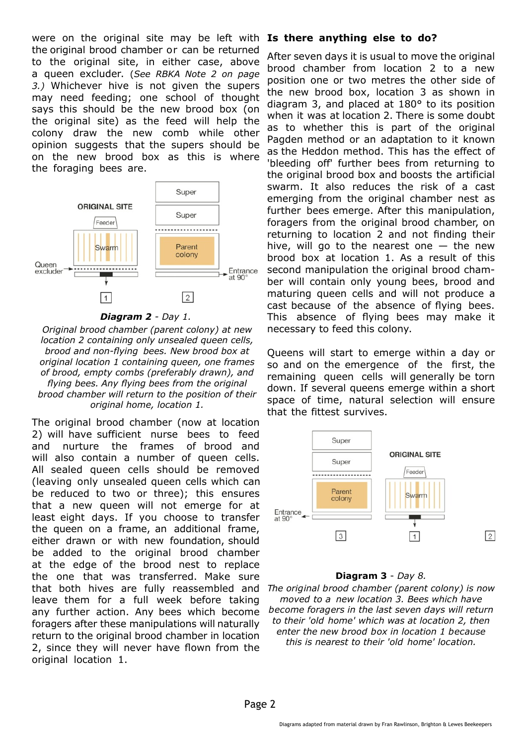were on the original site may be left with the original brood chamber or can be returned to the original site, in either case, above a queen excluder. (*See RBKA Note 2 on page 3.)* Whichever hive is not given the supers may need feeding; one school of thought says this should be the new brood box (on the original site) as the feed will help the colony draw the new comb while other opinion suggests that the supers should be on the new brood box as this is where the foraging bees are.

ORIGINAL SITE

Feeder

Swarm

Queen excluder

Super

Super

Parent colony

Entrance at 90°

1 2

***Diagram 2** - Day 1.*

*Original brood chamber (parent colony) at new location 2 containing only unsealed queen cells, brood and non-flying bees. New brood box at original location 1 containing queen, one frames of brood, empty combs (preferably drawn), and flying bees. Any flying bees from the original brood chamber will return to the position of their original home, location 1.*

The original brood chamber (now at location 2) will have sufficient nurse bees to feed and nurture the frames of brood and will also contain a number of queen cells. All sealed queen cells should be removed (leaving only unsealed queen cells which can be reduced to two or three); this ensures that a new queen will not emerge for at least eight days. If you choose to transfer the queen on a frame, an additional frame, either drawn or with new foundation, should be added to the original brood chamber at the edge of the brood nest to replace the one that was transferred. Make sure that both hives are fully reassembled and leave them for a full week before taking any further action. Any bees which become foragers after these manipulations will naturally return to the original brood chamber in location 2, since they will never have flown from the original location 1.

**Is there anything else to do?**

After seven days it is usual to move the original brood chamber from location 2 to a new position one or two metres the other side of the new brood box, location 3 as shown in diagram 3, and placed at 180° to its position when it was at location 2. There is some doubt as to whether this is part of the original Pagden method or an adaptation to it known as the Heddon method. This has the effect of 'bleeding off' further bees from returning to the original brood box and boosts the artificial swarm. It also reduces the risk of a cast emerging from the original chamber nest as further bees emerge. After this manipulation, foragers from the original brood chamber, on returning to location 2 and not finding their hive, will go to the nearest one — the new brood box at location 1. As a result of this second manipulation the original brood chamber will contain only young bees, brood and maturing queen cells and will not produce a cast because of the absence of flying bees. This absence of flying bees may make it necessary to feed this colony.

Queens will start to emerge within a day or so and on the emergence of the first, the remaining queen cells will generally be torn down. If several queens emerge within a short space of time, natural selection will ensure that the fittest survives.

Super

Super

Parent colony

Entrance at 90°

ORIGINAL SITE

Feeder

Swarm

3 1 2

**Diagram 3** - Day 8.

*The original brood chamber (parent colony) is now moved to a new location 3. Bees which have become foragers in the last seven days will return to their 'old home' which was at location 2, then enter the new brood box in location 1 because this is nearest to their 'old home' location.*

Diagrams adapted from material drawn by Fran Rawlinson, Brighton & Lewes Beekeepers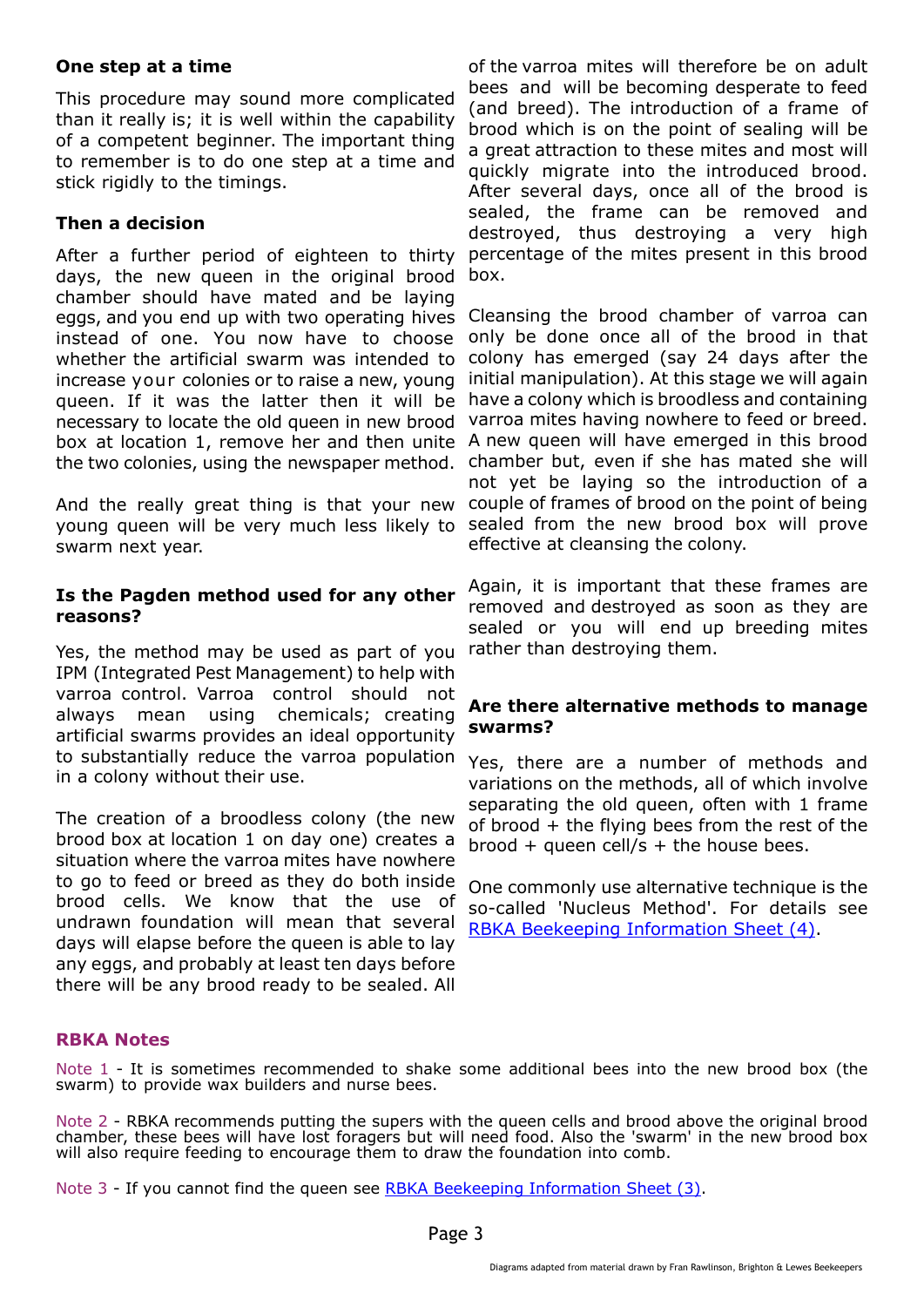### One step at a time

This procedure may sound more complicated than it really is; it is well within the capability of a competent beginner. The important thing to remember is to do one step at a time and stick rigidly to the timings.

### Then a decision

After a further period of eighteen to thirty days, the new queen in the original brood chamber should have mated and be laying eggs, and you end up with two operating hives instead of one. You now have to choose whether the artificial swarm was intended to increase your colonies or to raise a new, young queen. If it was the latter then it will be necessary to locate the old queen in new brood box at location 1, remove her and then unite the two colonies, using the newspaper method.

And the really great thing is that your new young queen will be very much less likely to swarm next year.

### Is the Pagden method used for any other reasons?

Yes, the method may be used as part of you IPM (Integrated Pest Management) to help with varroa control. Varroa control should not always mean using chemicals; creating artificial swarms provides an ideal opportunity to substantially reduce the varroa population in a colony without their use.

The creation of a broodless colony (the new brood box at location 1 on day one) creates a situation where the varroa mites have nowhere to go to feed or breed as they do both inside brood cells. We know that the use of undrawn foundation will mean that several days will elapse before the queen is able to lay any eggs, and probably at least ten days before there will be any brood ready to be sealed. All of the varroa mites will therefore be on adult bees and will be becoming desperate to feed (and breed). The introduction of a frame of brood which is on the point of sealing will be a great attraction to these mites and most will quickly migrate into the introduced brood. After several days, once all of the brood is sealed, the frame can be removed and destroyed, thus destroying a very high percentage of the mites present in this brood box.

Cleansing the brood chamber of varroa can only be done once all of the brood in that colony has emerged (say 24 days after the initial manipulation). At this stage we will again have a colony which is broodless and containing varroa mites having nowhere to feed or breed. A new queen will have emerged in this brood chamber but, even if she has mated she will not yet be laying so the introduction of a couple of frames of brood on the point of being sealed from the new brood box will prove effective at cleansing the colony.

Again, it is important that these frames are removed and destroyed as soon as they are sealed or you will end up breeding mites rather than destroying them.

### Are there alternative methods to manage swarms?

Yes, there are a number of methods and variations on the methods, all of which involve separating the old queen, often with 1 frame of brood + the flying bees from the rest of the brood + queen cell/s + the house bees.

One commonly use alternative technique is the so-called 'Nucleus Method'. For details see [RBKA Beekeeping Information Sheet (4)].

### RBKA Notes

Note 1 - It is sometimes recommended to shake some additional bees into the new brood box (the swarm) to provide wax builders and nurse bees.

Note 2 - RBKA recommends putting the supers with the queen cells and brood above the original brood chamber, these bees will have lost foragers but will need food. Also the 'swarm' in the new brood box will also require feeding to encourage them to draw the foundation into comb.

Note 3 - If you cannot find the queen see [RBKA Beekeeping Information Sheet (3)].

Diagrams adapted from material drawn by Fran Rawlinson, Brighton & Lewes Beekeepers